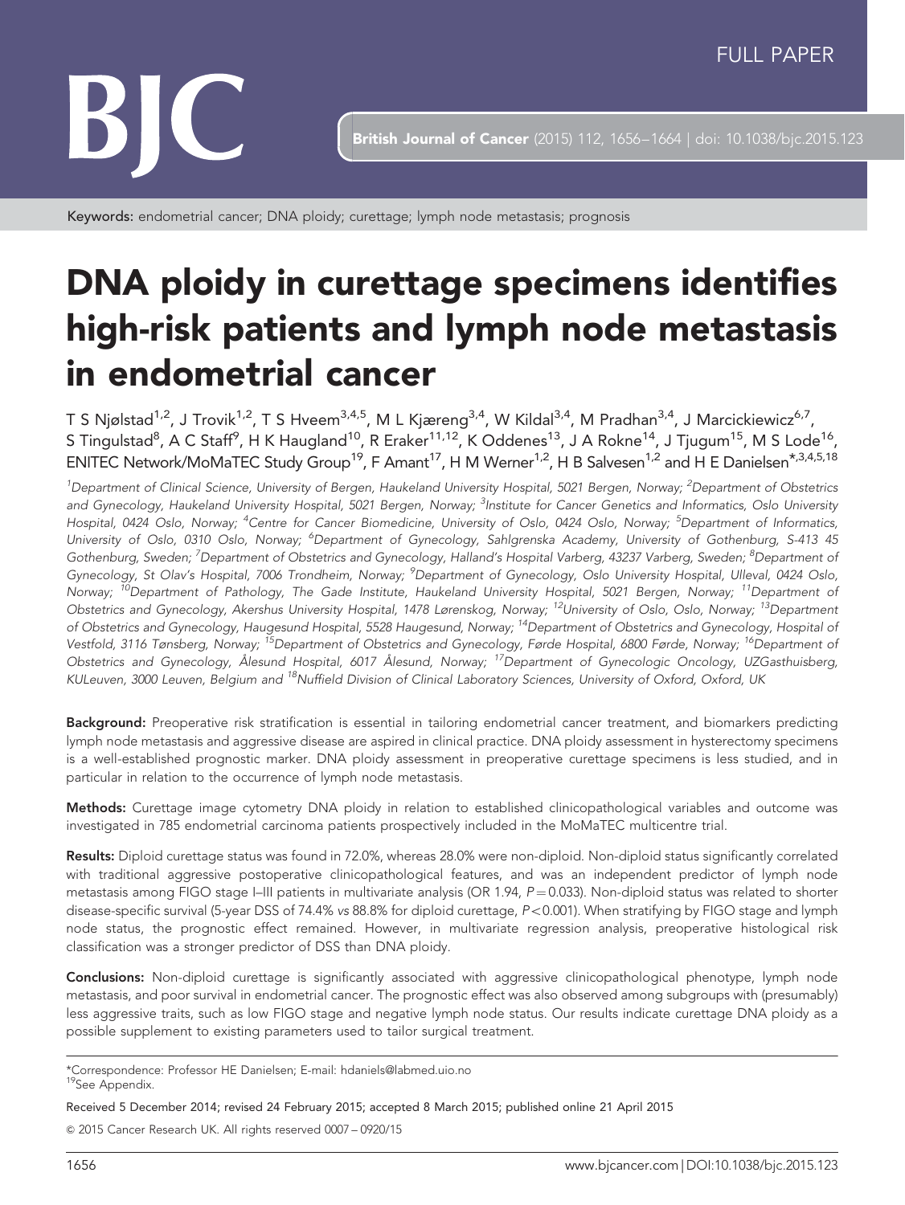FULL PAPER

Keywords: endometrial cancer; DNA ploidy; curettage; lymph node metastasis; prognosis

# DNA ploidy in curettage specimens identifies high-risk patients and lymph node metastasis in endometrial cancer

T S Njølstad[1,2], J Trovik[1,2], T S Hveem[3,4,5], M L Kjæreng[3,4], W Kildal[3,4], M Pradhan[3,4], J Marcickiewicz[6,7], S Tingulstad[8], A C Staff[9], H K Haugland[10], R Eraker[11,12], K Oddenes[13], J A Rokne[14], J Tjugum[15], M S Lode[16], ENITEC Network/MoMaTEC Study Group[19], F Amant[17], H M Werner[1,2], H B Salvesen[1,2] and H E Danielsen*[,3,4,5,18]

[1]Department of Clinical Science, University of Bergen, Haukeland University Hospital, 5021 Bergen, Norway; [2]Department of Obstetrics and Gynecology, Haukeland University Hospital, 5021 Bergen, Norway; [3]Institute for Cancer Genetics and Informatics, Oslo University Hospital, 0424 Oslo, Norway; [4]Centre for Cancer Biomedicine, University of Oslo, 0424 Oslo, Norway; [5]Department of Informatics, University of Oslo, 0310 Oslo, Norway; [6]Department of Gynecology, Sahlgrenska Academy, University of Gothenburg, S-413 45 Gothenburg, Sweden; [7]Department of Obstetrics and Gynecology, Halland's Hospital Varberg, 43237 Varberg, Sweden; [8]Department of Gynecology, St Olav's Hospital, 7006 Trondheim, Norway; [9]Department of Gynecology, Oslo University Hospital, Ulleval, 0424 Oslo, Norway; [10]Department of Pathology, The Gade Institute, Haukeland University Hospital, 5021 Bergen, Norway; [11]Department of Obstetrics and Gynecology, Akershus University Hospital, 1478 Lørenskog, Norway; [12]University of Oslo, Oslo, Norway; [13]Department of Obstetrics and Gynecology, Haugesund Hospital, 5528 Haugesund, Norway; [14]Department of Obstetrics and Gynecology, Hospital of Vestfold, 3116 Tønsberg, Norway; [15]Department of Obstetrics and Gynecology, Førde Hospital, 6800 Førde, Norway; [16]Department of Obstetrics and Gynecology, Ålesund Hospital, 6017 Ålesund, Norway; [17]Department of Gynecologic Oncology, UZGasthuisberg, KULeuven, 3000 Leuven, Belgium and [18]Nuffield Division of Clinical Laboratory Sciences, University of Oxford, Oxford, UK

**Background:** Preoperative risk stratification is essential in tailoring endometrial cancer treatment, and biomarkers predicting lymph node metastasis and aggressive disease are aspired in clinical practice. DNA ploidy assessment in hysterectomy specimens is a well-established prognostic marker. DNA ploidy assessment in preoperative curettage specimens is less studied, and in particular in relation to the occurrence of lymph node metastasis.

**Methods:** Curettage image cytometry DNA ploidy in relation to established clinicopathological variables and outcome was investigated in 785 endometrial carcinoma patients prospectively included in the MoMaTEC multicentre trial.

**Results:** Diploid curettage status was found in 72.0%, whereas 28.0% were non-diploid. Non-diploid status significantly correlated with traditional aggressive postoperative clinicopathological features, and was an independent predictor of lymph node metastasis among FIGO stage I–III patients in multivariate analysis (OR 1.94, $P = 0.033$). Non-diploid status was related to shorter disease-specific survival (5-year DSS of 74.4% *vs* 88.8% for diploid curettage, $P < 0.001$). When stratifying by FIGO stage and lymph node status, the prognostic effect remained. However, in multivariate regression analysis, preoperative histological risk classification was a stronger predictor of DSS than DNA ploidy.

**Conclusions:** Non-diploid curettage is significantly associated with aggressive clinicopathological phenotype, lymph node metastasis, and poor survival in endometrial cancer. The prognostic effect was also observed among subgroups with (presumably) less aggressive traits, such as low FIGO stage and negative lymph node status. Our results indicate curettage DNA ploidy as a possible supplement to existing parameters used to tailor surgical treatment.

*Correspondence: Professor HE Danielsen; E-mail: hdaniels@labmed.uio.no
[19]See Appendix.

Received 5 December 2014; revised 24 February 2015; accepted 8 March 2015; published online 21 April 2015

© 2015 Cancer Research UK. All rights reserved 0007 – 0920/15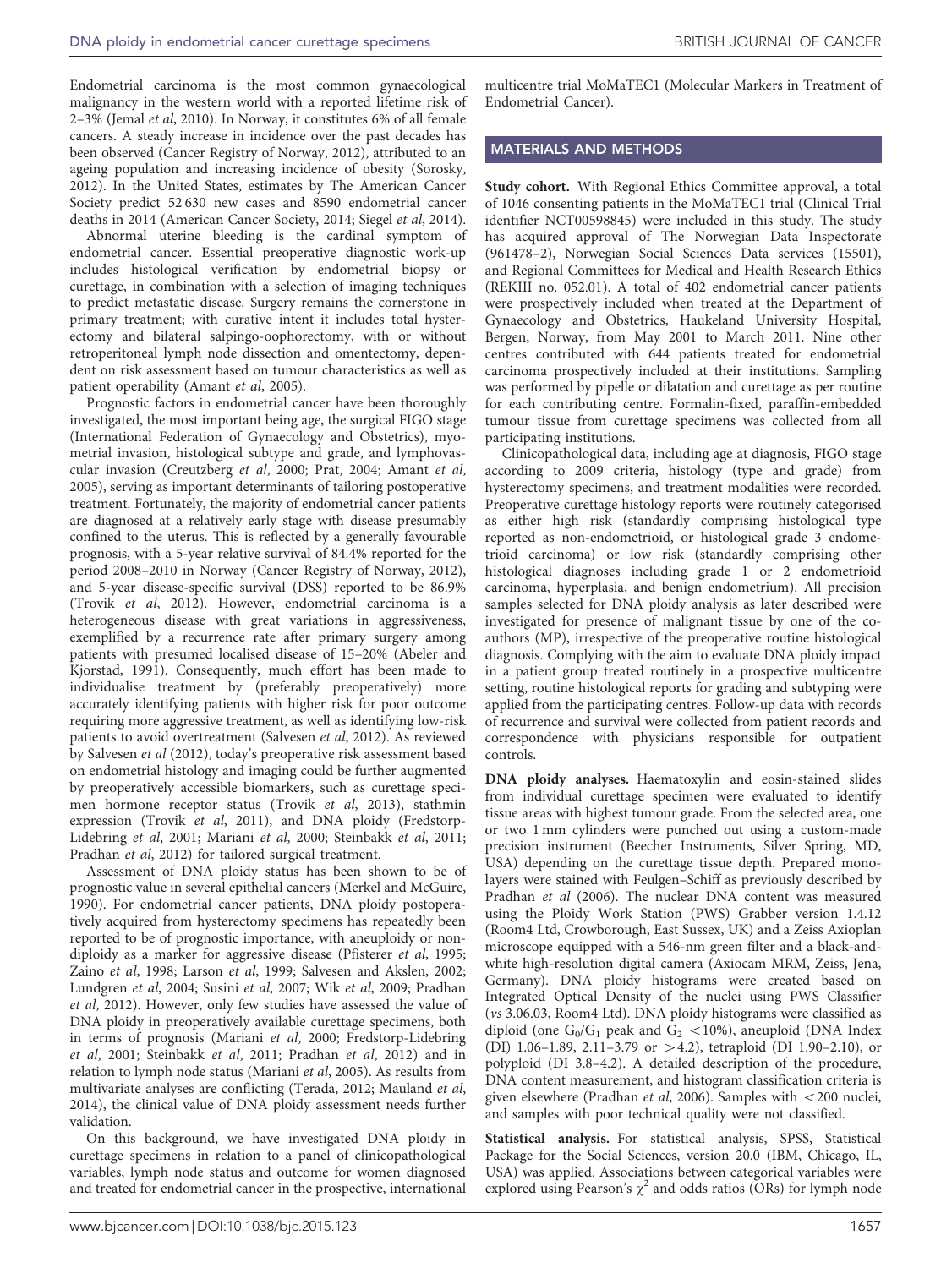Endometrial carcinoma is the most common gynaecological malignancy in the western world with a reported lifetime risk of 2–3% (Jemal *et al*, 2010). In Norway, it constitutes 6% of all female cancers. A steady increase in incidence over the past decades has been observed (Cancer Registry of Norway, 2012), attributed to an ageing population and increasing incidence of obesity (Sorosky, 2012). In the United States, estimates by The American Cancer Society predict 52 630 new cases and 8590 endometrial cancer deaths in 2014 (American Cancer Society, 2014; Siegel *et al*, 2014).

Abnormal uterine bleeding is the cardinal symptom of endometrial cancer. Essential preoperative diagnostic work-up includes histological verification by endometrial biopsy or curettage, in combination with a selection of imaging techniques to predict metastatic disease. Surgery remains the cornerstone in primary treatment; with curative intent it includes total hysterectomy and bilateral salpingo-oophorectomy, with or without retroperitoneal lymph node dissection and omentectomy, dependent on risk assessment based on tumour characteristics as well as patient operability (Amant *et al*, 2005).

Prognostic factors in endometrial cancer have been thoroughly investigated, the most important being age, the surgical FIGO stage (International Federation of Gynaecology and Obstetrics), myometrial invasion, histological subtype and grade, and lymphovascular invasion (Creutzberg *et al*, 2000; Prat, 2004; Amant *et al*, 2005), serving as important determinants of tailoring postoperative treatment. Fortunately, the majority of endometrial cancer patients are diagnosed at a relatively early stage with disease presumably confined to the uterus. This is reflected by a generally favourable prognosis, with a 5-year relative survival of 84.4% reported for the period 2008–2010 in Norway (Cancer Registry of Norway, 2012), and 5-year disease-specific survival (DSS) reported to be 86.9% (Trovik *et al*, 2012). However, endometrial carcinoma is a heterogeneous disease with great variations in aggressiveness, exemplified by a recurrence rate after primary surgery among patients with presumed localised disease of 15–20% (Abeler and Kjorstad, 1991). Consequently, much effort has been made to individualise treatment by (preferably preoperatively) more accurately identifying patients with higher risk for poor outcome requiring more aggressive treatment, as well as identifying low-risk patients to avoid overtreatment (Salvesen *et al*, 2012). As reviewed by Salvesen *et al* (2012), today's preoperative risk assessment based on endometrial histology and imaging could be further augmented by preoperatively accessible biomarkers, such as curettage specimen hormone receptor status (Trovik *et al*, 2013), stathmin expression (Trovik *et al*, 2011), and DNA ploidy (Fredstorp-Lidebring *et al*, 2001; Mariani *et al*, 2000; Steinbakk *et al*, 2011; Pradhan *et al*, 2012) for tailored surgical treatment.

Assessment of DNA ploidy status has been shown to be of prognostic value in several epithelial cancers (Merkel and McGuire, 1990). For endometrial cancer patients, DNA ploidy postoperatively acquired from hysterectomy specimens has repeatedly been reported to be of prognostic importance, with aneuploidy or non-diploidy as a marker for aggressive disease (Pfisterer *et al*, 1995; Zaino *et al*, 1998; Larson *et al*, 1999; Salvesen and Akslen, 2002; Lundgren *et al*, 2004; Susini *et al*, 2007; Wik *et al*, 2009; Pradhan *et al*, 2012). However, only few studies have assessed the value of DNA ploidy in preoperatively available curettage specimens, both in terms of prognosis (Mariani *et al*, 2000; Fredstorp-Lidebring *et al*, 2001; Steinbakk *et al*, 2011; Pradhan *et al*, 2012) and in relation to lymph node status (Mariani *et al*, 2005). As results from multivariate analyses are conflicting (Terada, 2012; Mauland *et al*, 2014), the clinical value of DNA ploidy assessment needs further validation.

On this background, we have investigated DNA ploidy in curettage specimens in relation to a panel of clinicopathological variables, lymph node status and outcome for women diagnosed and treated for endometrial cancer in the prospective, international multicentre trial MoMaTEC1 (Molecular Markers in Treatment of Endometrial Cancer).

## MATERIALS AND METHODS

**Study cohort.** With Regional Ethics Committee approval, a total of 1046 consenting patients in the MoMaTEC1 trial (Clinical Trial identifier NCT00598845) were included in this study. The study has acquired approval of The Norwegian Data Inspectorate (961478–2), Norwegian Social Sciences Data services (15501), and Regional Committees for Medical and Health Research Ethics (REKIII no. 052.01). A total of 402 endometrial cancer patients were prospectively included when treated at the Department of Gynaecology and Obstetrics, Haukeland University Hospital, Bergen, Norway, from May 2001 to March 2011. Nine other centres contributed with 644 patients treated for endometrial carcinoma prospectively included at their institutions. Sampling was performed by pipelle or dilatation and curettage as per routine for each contributing centre. Formalin-fixed, paraffin-embedded tumour tissue from curettage specimens was collected from all participating institutions.

Clinicopathological data, including age at diagnosis, FIGO stage according to 2009 criteria, histology (type and grade) from hysterectomy specimens, and treatment modalities were recorded. Preoperative curettage histology reports were routinely categorised as either high risk (standardly comprising histological type reported as non-endometrioid, or histological grade 3 endometrioid carcinoma) or low risk (standardly comprising other histological diagnoses including grade 1 or 2 endometrioid carcinoma, hyperplasia, and benign endometrium). All precision samples selected for DNA ploidy analysis as later described were investigated for presence of malignant tissue by one of the co-authors (MP), irrespective of the preoperative routine histological diagnosis. Complying with the aim to evaluate DNA ploidy impact in a patient group treated routinely in a prospective multicentre setting, routine histological reports for grading and subtyping were applied from the participating centres. Follow-up data with records of recurrence and survival were collected from patient records and correspondence with physicians responsible for outpatient controls.

**DNA ploidy analyses.** Haematoxylin and eosin-stained slides from individual curettage specimen were evaluated to identify tissue areas with highest tumour grade. From the selected area, one or two 1 mm cylinders were punched out using a custom-made precision instrument (Beecher Instruments, Silver Spring, MD, USA) depending on the curettage tissue depth. Prepared monolayers were stained with Feulgen–Schiff as previously described by Pradhan *et al* (2006). The nuclear DNA content was measured using the Ploidy Work Station (PWS) Grabber version 1.4.12 (Room4 Ltd, Crowborough, East Sussex, UK) and a Zeiss Axioplan microscope equipped with a 546-nm green filter and a black-and-white high-resolution digital camera (Axiocam MRM, Zeiss, Jena, Germany). DNA ploidy histograms were created based on Integrated Optical Density of the nuclei using PWS Classifier (*vs* 3.06.03, Room4 Ltd). DNA ploidy histograms were classified as diploid (one $G_0/G_1$ peak and $G_2$ <10%), aneuploid (DNA Index (DI) 1.06–1.89, 2.11–3.79 or >4.2), tetraploid (DI 1.90–2.10), or polyploid (DI 3.8–4.2). A detailed description of the procedure, DNA content measurement, and histogram classification criteria is given elsewhere (Pradhan *et al*, 2006). Samples with <200 nuclei, and samples with poor technical quality were not classified.

**Statistical analysis.** For statistical analysis, SPSS, Statistical Package for the Social Sciences, version 20.0 (IBM, Chicago, IL, USA) was applied. Associations between categorical variables were explored using Pearson's $\chi^2$ and odds ratios (ORs) for lymph node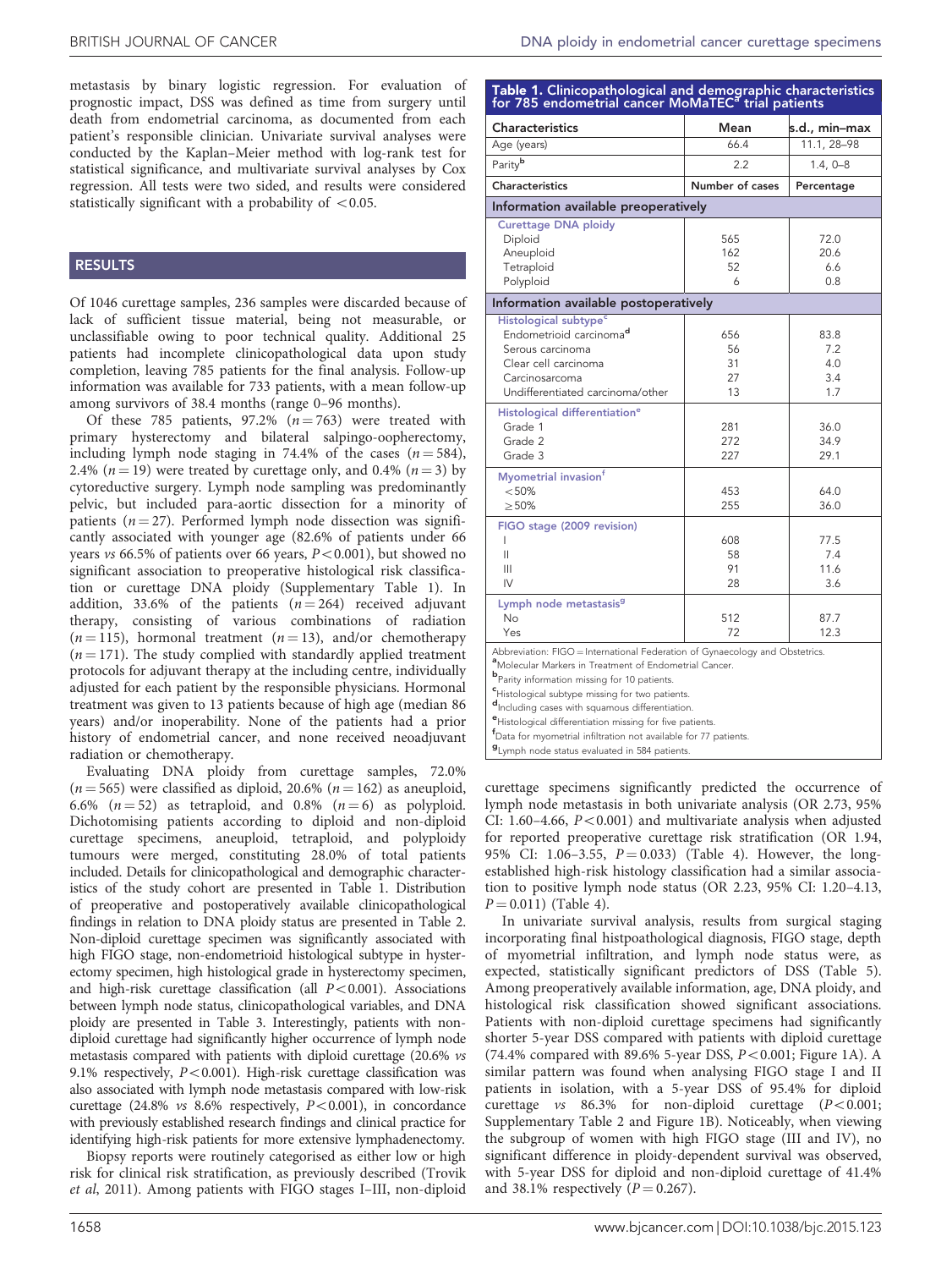metastasis by binary logistic regression. For evaluation of prognostic impact, DSS was defined as time from surgery until death from endometrial carcinoma, as documented from each patient's responsible clinician. Univariate survival analyses were conducted by the Kaplan–Meier method with log-rank test for statistical significance, and multivariate survival analyses by Cox regression. All tests were two sided, and results were considered statistically significant with a probability of <0.05.

## RESULTS

Of 1046 curettage samples, 236 samples were discarded because of lack of sufficient tissue material, being not measurable, or unclassifiable owing to poor technical quality. Additional 25 patients had incomplete clinicopathological data upon study completion, leaving 785 patients for the final analysis. Follow-up information was available for 733 patients, with a mean follow-up among survivors of 38.4 months (range 0–96 months).

Of these 785 patients, 97.2% ($n=763$) were treated with primary hysterectomy and bilateral salpingo-oopherectomy, including lymph node staging in 74.4% of the cases ($n=584$), 2.4% ($n=19$) were treated by curettage only, and 0.4% ($n=3$) by cytoreductive surgery. Lymph node sampling was predominantly pelvic, but included para-aortic dissection for a minority of patients ($n=27$). Performed lymph node dissection was significantly associated with younger age (82.6% of patients under 66 years *vs* 66.5% of patients over 66 years, $P<0.001$), but showed no significant association to preoperative histological risk classification or curettage DNA ploidy (Supplementary Table 1). In addition, 33.6% of the patients ($n=264$) received adjuvant therapy, consisting of various combinations of radiation ($n=115$), hormonal treatment ($n=13$), and/or chemotherapy ($n=171$). The study complied with standardly applied treatment protocols for adjuvant therapy at the including centre, individually adjusted for each patient by the responsible physicians. Hormonal treatment was given to 13 patients because of high age (median 86 years) and/or inoperability. None of the patients had a prior history of endometrial cancer, and none received neoadjuvant radiation or chemotherapy.

Evaluating DNA ploidy from curettage samples, 72.0% ($n=565$) were classified as diploid, 20.6% ($n=162$) as aneuploid, 6.6% ($n=52$) as tetraploid, and 0.8% ($n=6$) as polyploid. Dichotomising patients according to diploid and non-diploid curettage specimens, aneuploid, tetraploid, and polyploidy tumours were merged, constituting 28.0% of total patients included. Details for clinicopathological and demographic characteristics of the study cohort are presented in Table 1. Distribution of preoperative and postoperatively available clinicopathological findings in relation to DNA ploidy status are presented in Table 2. Non-diploid curettage specimen was significantly associated with high FIGO stage, non-endometrioid histological subtype in hysterectomy specimen, high histological grade in hysterectomy specimen, and high-risk curettage classification (all $P<0.001$). Associations between lymph node status, clinicopathological variables, and DNA ploidy are presented in Table 3. Interestingly, patients with non-diploid curettage had significantly higher occurrence of lymph node metastasis compared with patients with diploid curettage (20.6% *vs* 9.1% respectively, $P<0.001$). High-risk curettage classification was also associated with lymph node metastasis compared with low-risk curettage (24.8% *vs* 8.6% respectively, $P<0.001$), in concordance with previously established research findings and clinical practice for identifying high-risk patients for more extensive lymphadenectomy.

Biopsy reports were routinely categorised as either low or high risk for clinical risk stratification, as previously described (Trovik *et al*, 2011). Among patients with FIGO stages I–III, non-diploid curettage specimens significantly predicted the occurrence of lymph node metastasis in both univariate analysis (OR 2.73, 95% CI: 1.60–4.66, $P<0.001$) and multivariate analysis when adjusted for reported preoperative curettage risk stratification (OR 1.94, 95% CI: 1.06–3.55, $P=0.033$) (Table 4). However, the long-established high-risk histology classification had a similar association to positive lymph node status (OR 2.23, 95% CI: 1.20–4.13, $P=0.011$) (Table 4).

In univariate survival analysis, results from surgical staging incorporating final histpoathological diagnosis, FIGO stage, depth of myometrial infiltration, and lymph node status were, as expected, statistically significant predictors of DSS (Table 5). Among preoperatively available information, age, DNA ploidy, and histological risk classification showed significant associations. Patients with non-diploid curettage specimens had significantly shorter 5-year DSS compared with patients with diploid curettage (74.4% compared with 89.6% 5-year DSS, $P<0.001$; Figure 1A). A similar pattern was found when analysing FIGO stage I and II patients in isolation, with a 5-year DSS of 95.4% for diploid curettage *vs* 86.3% for non-diploid curettage ($P<0.001$; Supplementary Table 2 and Figure 1B). Noticeably, when viewing the subgroup of women with high FIGO stage (III and IV), no significant difference in ploidy-dependent survival was observed, with 5-year DSS for diploid and non-diploid curettage of 41.4% and 38.1% respectively ($P=0.267$).

**Table 1. Clinicopathological and demographic characteristics for 785 endometrial cancer MoMaTEC[a] trial patients**

| Characteristics | Mean | s.d., min–max |
|---|---|---|
| Age (years) | 66.4 | 11.1, 28–98 |
| Parity[b] | 2.2 | 1.4, 0–8 |
| **Characteristics** | **Number of cases** | **Percentage** |
| **Information available preoperatively** | | |
| *Curettage DNA ploidy* | | |
| Diploid | 565 | 72.0 |
| Aneuploid | 162 | 20.6 |
| Tetraploid | 52 | 6.6 |
| Polyploid | 6 | 0.8 |
| **Information available postoperatively** | | |
| *Histological subtype[c]* | | |
| Endometrioid carcinoma[d] | 656 | 83.8 |
| Serous carcinoma | 56 | 7.2 |
| Clear cell carcinoma | 31 | 4.0 |
| Carcinosarcoma | 27 | 3.4 |
| Undifferentiated carcinoma/other | 13 | 1.7 |
| *Histological differentiation[e]* | | |
| Grade 1 | 281 | 36.0 |
| Grade 2 | 272 | 34.9 |
| Grade 3 | 227 | 29.1 |
| *Myometrial invasion[f]* | | |
| <50% | 453 | 64.0 |
| ≥50% | 255 | 36.0 |
| *FIGO stage (2009 revision)* | | |
| I | 608 | 77.5 |
| II | 58 | 7.4 |
| III | 91 | 11.6 |
| IV | 28 | 3.6 |
| *Lymph node metastasis[g]* | | |
| No | 512 | 87.7 |
| Yes | 72 | 12.3 |

Abbreviation: FIGO = International Federation of Gynaecology and Obstetrics.
[a]Molecular Markers in Treatment of Endometrial Cancer.
[b]Parity information missing for 10 patients.
[c]Histological subtype missing for two patients.
[d]Including cases with squamous differentiation.
[e]Histological differentiation missing for five patients.
[f]Data for myometrial infiltration not available for 77 patients.
[g]Lymph node status evaluated in 584 patients.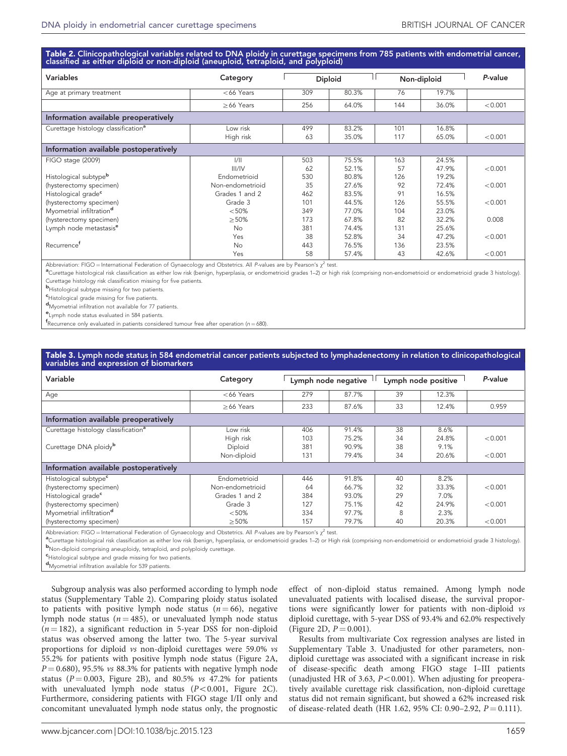**Table 2. Clinicopathological variables related to DNA ploidy in curettage specimens from 785 patients with endometrial cancer, classified as either diploid or non-diploid (aneuploid, tetraploid, and polyploid)**

| Variables | Category | Diploid | | Non-diploid | | P-value |
|---|---|---|---|---|---|---|
| Age at primary treatment | <66 Years | 309 | 80.3% | 76 | 19.7% | |
| | ≥66 Years | 256 | 64.0% | 144 | 36.0% | <0.001 |
| **Information available preoperatively** | | | | | | |
| Curettage histology classification[a] | Low risk | 499 | 83.2% | 101 | 16.8% | |
| | High risk | 63 | 35.0% | 117 | 65.0% | <0.001 |
| **Information available postoperatively** | | | | | | |
| FIGO stage (2009) | I/II | 503 | 75.5% | 163 | 24.5% | |
| | III/IV | 62 | 52.1% | 57 | 47.9% | <0.001 |
| Histological subtype[b] | Endometrioid | 530 | 80.8% | 126 | 19.2% | |
| (hysterectomy specimen) | Non-endometrioid | 35 | 27.6% | 92 | 72.4% | <0.001 |
| Histological grade[c] | Grades 1 and 2 | 462 | 83.5% | 91 | 16.5% | |
| (hysterectomy specimen) | Grade 3 | 101 | 44.5% | 126 | 55.5% | <0.001 |
| Myometrial infiltration[d] | <50% | 349 | 77.0% | 104 | 23.0% | |
| (hysterectomy specimen) | ≥50% | 173 | 67.8% | 82 | 32.2% | 0.008 |
| Lymph node metastasis[e] | No | 381 | 74.4% | 131 | 25.6% | |
| | Yes | 38 | 52.8% | 34 | 47.2% | <0.001 |
| Recurrence[f] | No | 443 | 76.5% | 136 | 23.5% | |
| | Yes | 58 | 57.4% | 43 | 42.6% | <0.001 |

Abbreviation: FIGO = International Federation of Gynaecology and Obstetrics. All P-values are by Pearson's $\chi^2$ test.

[a]Curettage histological risk classification as either low risk (benign, hyperplasia, or endometrioid grades 1–2) or high risk (comprising non-endometrioid or endometrioid grade 3 histology). Curettage histology risk classification missing for five patients.

[b]Histological subtype missing for two patients.

[c]Histological grade missing for five patients.

[d]Myometrial infiltration not available for 77 patients.

[e]Lymph node status evaluated in 584 patients.

[f]Recurrence only evaluated in patients considered tumour free after operation (n = 680).

**Table 3. Lymph node status in 584 endometrial cancer patients subjected to lymphadenectomy in relation to clinicopathological variables and expression of biomarkers**

| Variable | Category | Lymph node negative | | Lymph node positive | | P-value |
|---|---|---|---|---|---|---|
| Age | <66 Years | 279 | 87.7% | 39 | 12.3% | |
| | ≥66 Years | 233 | 87.6% | 33 | 12.4% | 0.959 |
| **Information available preoperatively** | | | | | | |
| Curettage histology classification[a] | Low risk | 406 | 91.4% | 38 | 8.6% | |
| | High risk | 103 | 75.2% | 34 | 24.8% | <0.001 |
| Curettage DNA ploidy[b] | Diploid | 381 | 90.9% | 38 | 9.1% | |
| | Non-diploid | 131 | 79.4% | 34 | 20.6% | <0.001 |
| **Information available postoperatively** | | | | | | |
| Histological subtype[c] | Endometrioid | 446 | 91.8% | 40 | 8.2% | |
| (hysterectomy specimen) | Non-endometrioid | 64 | 66.7% | 32 | 33.3% | <0.001 |
| Histological grade[c] | Grades 1 and 2 | 384 | 93.0% | 29 | 7.0% | |
| (hysterectomy specimen) | Grade 3 | 127 | 75.1% | 42 | 24.9% | <0.001 |
| Myometrial infiltration[d] | <50% | 334 | 97.7% | 8 | 2.3% | |
| (hysterectomy specimen) | ≥50% | 157 | 79.7% | 40 | 20.3% | <0.001 |

Abbreviation: FIGO = International Federation of Gynaecology and Obstetrics. All P-values are by Pearson's $\chi^2$ test.

[a]Curettage histological risk classification as either low risk (benign, hyperplasia, or endometrioid grades 1–2) or High risk (comprising non-endometrioid or endometrioid grade 3 histology).

[b]Non-diploid comprising aneuploidy, tetraploid, and polyploidy curettage.

[c]Histological subtype and grade missing for two patients.

[d]Myometrial infiltration available for 539 patients.

Subgroup analysis was also performed according to lymph node status (Supplementary Table 2). Comparing ploidy status isolated to patients with positive lymph node status (n = 66), negative lymph node status (n = 485), or unevaluated lymph node status (n = 182), a significant reduction in 5-year DSS for non-diploid status was observed among the latter two. The 5-year survival proportions for diploid *vs* non-diploid curettages were 59.0% *vs* 55.2% for patients with positive lymph node status (Figure 2A, P = 0.680), 95.5% *vs* 88.3% for patients with negative lymph node status (P = 0.003, Figure 2B), and 80.5% *vs* 47.2% for patients with unevaluated lymph node status (P < 0.001, Figure 2C). Furthermore, considering patients with FIGO stage I/II only and concomitant unevaluated lymph node status only, the prognostic effect of non-diploid status remained. Among lymph node unevaluated patients with localised disease, the survival proportions were significantly lower for patients with non-diploid *vs* diploid curettage, with 5-year DSS of 93.4% and 62.0% respectively (Figure 2D, P = 0.001).

Results from multivariate Cox regression analyses are listed in Supplementary Table 3. Unadjusted for other parameters, non-diploid curettage was associated with a significant increase in risk of disease-specific death among FIGO stage I–III patients (unadjusted HR of 3.63, P < 0.001). When adjusting for preoperatively available curettage risk classification, non-diploid curettage status did not remain significant, but showed a 62% increased risk of disease-related death (HR 1.62, 95% CI: 0.90–2.92, P = 0.111).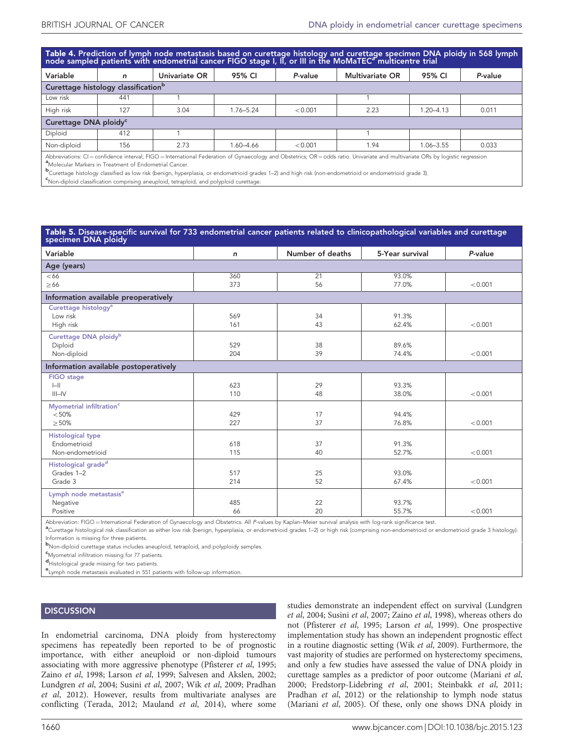**Table 4. Prediction of lymph node metastasis based on curettage histology and curettage specimen DNA ploidy in 568 lymph node sampled patients with endometrial cancer FIGO stage I, II, or III in the MoMaTEC[a] multicentre trial**

| Variable | n | Univariate OR | 95% CI | P-value | Multivariate OR | 95% CI | P-value |
|---|---|---|---|---|---|---|---|
| **Curettage histology classification[b]** | | | | | | | |
| Low risk | 441 | 1 | | | 1 | | |
| High risk | 127 | 3.04 | 1.76–5.24 | <0.001 | 2.23 | 1.20–4.13 | 0.011 |
| **Curettage DNA ploidy[c]** | | | | | | | |
| Diploid | 412 | 1 | | | 1 | | |
| Non-diploid | 156 | 2.73 | 1.60–4.66 | <0.001 | 1.94 | 1.06–3.55 | 0.033 |

Abbreviations: CI = confidence interval; FIGO = International Federation of Gynaecology and Obstetrics; OR = odds ratio. Univariate and multivariate ORs by logistic regression
[a]Molecular Markers in Treatment of Endometrial Cancer.
[b]Curettage histology classified as low risk (benign, hyperplasia, or endometrioid grades 1–2) and high risk (non-endometrioid or endometrioid grade 3).
[c]Non-diploid classification comprising aneuploid, tetraploid, and polyploid curettage.

**Table 5. Disease-specific survival for 733 endometrial cancer patients related to clinicopathological variables and curettage specimen DNA ploidy**

| Variable | n | Number of deaths | 5-Year survival | P-value |
|---|---|---|---|---|
| **Age (years)** | | | | |
| <66 | 360 | 21 | 93.0% | |
| ≥66 | 373 | 56 | 77.0% | <0.001 |
| **Information available preoperatively** | | | | |
| Curettage histology[a] | | | | |
| Low risk | 569 | 34 | 91.3% | |
| High risk | 161 | 43 | 62.4% | <0.001 |
| Curettage DNA ploidy[b] | | | | |
| Diploid | 529 | 38 | 89.6% | |
| Non-diploid | 204 | 39 | 74.4% | <0.001 |
| **Information available postoperatively** | | | | |
| FIGO stage | | | | |
| I–II | 623 | 29 | 93.3% | |
| III–IV | 110 | 48 | 38.0% | <0.001 |
| Myometrial infiltration[c] | | | | |
| <50% | 429 | 17 | 94.4% | |
| ≥50% | 227 | 37 | 76.8% | <0.001 |
| Histological type | | | | |
| Endometrioid | 618 | 37 | 91.3% | |
| Non-endometrioid | 115 | 40 | 52.7% | <0.001 |
| Histological grade[d] | | | | |
| Grades 1–2 | 517 | 25 | 93.0% | |
| Grade 3 | 214 | 52 | 67.4% | <0.001 |
| Lymph node metastasis[e] | | | | |
| Negative | 485 | 22 | 93.7% | |
| Positive | 66 | 20 | 55.7% | <0.001 |

Abbreviation: FIGO = International Federation of Gynaecology and Obstetrics. All P-values by Kaplan–Meier survival analysis with log-rank significance test.
[a]Curettage histological risk classification as either low risk (benign, hyperplasia, or endometrioid grades 1–2) or high risk (comprising non-endometrioid or endometrioid grade 3 histology). Information is missing for three patients.
[b]Non-diploid curettage status includes aneuploid, tetraploid, and polyploidy samples.
[c]Myometrial infiltration missing for 77 patients.
[d]Histological grade missing for two patients.
[e]Lymph node metastasis evaluated in 551 patients with follow-up information.

## DISCUSSION

In endometrial carcinoma, DNA ploidy from hysterectomy specimens has repeatedly been reported to be of prognostic importance, with either aneuploid or non-diploid tumours associating with more aggressive phenotype (Pfisterer *et al*, 1995; Zaino *et al*, 1998; Larson *et al*, 1999; Salvesen and Akslen, 2002; Lundgren *et al*, 2004; Susini *et al*, 2007; Wik *et al*, 2009; Pradhan *et al*, 2012). However, results from multivariate analyses are conflicting (Terada, 2012; Mauland *et al*, 2014), where some studies demonstrate an independent effect on survival (Lundgren *et al*, 2004; Susini *et al*, 2007; Zaino *et al*, 1998), whereas others do not (Pfisterer *et al*, 1995; Larson *et al*, 1999). One prospective implementation study has shown an independent prognostic effect in a routine diagnostic setting (Wik *et al*, 2009). Furthermore, the vast majority of studies are performed on hysterectomy specimens, and only a few studies have assessed the value of DNA ploidy in curettage samples as a predictor of poor outcome (Mariani *et al*, 2000; Fredstorp-Lidebring *et al*, 2001; Steinbakk *et al*, 2011; Pradhan *et al*, 2012) or the relationship to lymph node status (Mariani *et al*, 2005). Of these, only one shows DNA ploidy in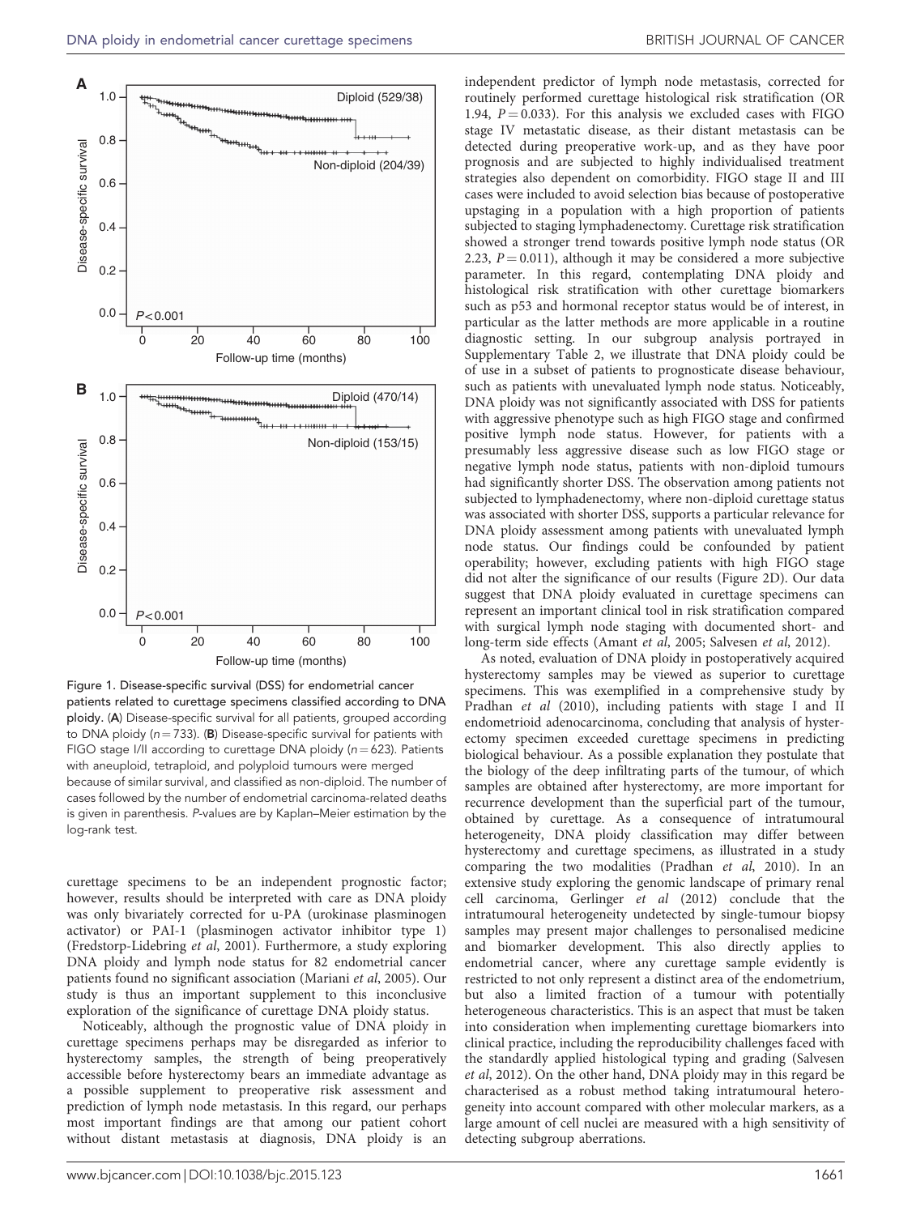Figure 1. Disease-specific survival (DSS) for endometrial cancer patients related to curettage specimens classified according to DNA ploidy. (**A**) Disease-specific survival for all patients, grouped according to DNA ploidy ($n = 733$). (**B**) Disease-specific survival for patients with FIGO stage I/II according to curettage DNA ploidy ($n = 623$). Patients with aneuploid, tetraploid, and polyploid tumours were merged because of similar survival, and classified as non-diploid. The number of cases followed by the number of endometrial carcinoma-related deaths is given in parenthesis. P-values are by Kaplan–Meier estimation by the log-rank test.

curettage specimens to be an independent prognostic factor; however, results should be interpreted with care as DNA ploidy was only bivariately corrected for u-PA (urokinase plasminogen activator) or PAI-1 (plasminogen activator inhibitor type 1) (Fredstorp-Lidebring *et al*, 2001). Furthermore, a study exploring DNA ploidy and lymph node status for 82 endometrial cancer patients found no significant association (Mariani *et al*, 2005). Our study is thus an important supplement to this inconclusive exploration of the significance of curettage DNA ploidy status.

Noticeably, although the prognostic value of DNA ploidy in curettage specimens perhaps may be disregarded as inferior to hysterectomy samples, the strength of being preoperatively accessible before hysterectomy bears an immediate advantage as a possible supplement to preoperative risk assessment and prediction of lymph node metastasis. In this regard, our perhaps most important findings are that among our patient cohort without distant metastasis at diagnosis, DNA ploidy is an independent predictor of lymph node metastasis, corrected for routinely performed curettage histological risk stratification (OR 1.94, $P = 0.033$). For this analysis we excluded cases with FIGO stage IV metastatic disease, as their distant metastasis can be detected during preoperative work-up, and as they have poor prognosis and are subjected to highly individualised treatment strategies also dependent on comorbidity. FIGO stage II and III cases were included to avoid selection bias because of postoperative upstaging in a population with a high proportion of patients subjected to staging lymphadenectomy. Curettage risk stratification showed a stronger trend towards positive lymph node status (OR 2.23, $P = 0.011$), although it may be considered a more subjective parameter. In this regard, contemplating DNA ploidy and histological risk stratification with other curettage biomarkers such as p53 and hormonal receptor status would be of interest, in particular as the latter methods are more applicable in a routine diagnostic setting. In our subgroup analysis portrayed in Supplementary Table 2, we illustrate that DNA ploidy could be of use in a subset of patients to prognosticate disease behaviour, such as patients with unevaluated lymph node status. Noticeably, DNA ploidy was not significantly associated with DSS for patients with aggressive phenotype such as high FIGO stage and confirmed positive lymph node status. However, for patients with a presumably less aggressive disease such as low FIGO stage or negative lymph node status, patients with non-diploid tumours had significantly shorter DSS. The observation among patients not subjected to lymphadenectomy, where non-diploid curettage status was associated with shorter DSS, supports a particular relevance for DNA ploidy assessment among patients with unevaluated lymph node status. Our findings could be confounded by patient operability; however, excluding patients with high FIGO stage did not alter the significance of our results (Figure 2D). Our data suggest that DNA ploidy evaluated in curettage specimens can represent an important clinical tool in risk stratification compared with surgical lymph node staging with documented short- and long-term side effects (Amant *et al*, 2005; Salvesen *et al*, 2012).

As noted, evaluation of DNA ploidy in postoperatively acquired hysterectomy samples may be viewed as superior to curettage specimens. This was exemplified in a comprehensive study by Pradhan *et al* (2010), including patients with stage I and II endometrioid adenocarcinoma, concluding that analysis of hysterectomy specimen exceeded curettage specimens in predicting biological behaviour. As a possible explanation they postulate that the biology of the deep infiltrating parts of the tumour, of which samples are obtained after hysterectomy, are more important for recurrence development than the superficial part of the tumour, obtained by curettage. As a consequence of intratumoural heterogeneity, DNA ploidy classification may differ between hysterectomy and curettage specimens, as illustrated in a study comparing the two modalities (Pradhan *et al*, 2010). In an extensive study exploring the genomic landscape of primary renal cell carcinoma, Gerlinger *et al* (2012) conclude that the intratumoural heterogeneity undetected by single-tumour biopsy samples may present major challenges to personalised medicine and biomarker development. This also directly applies to endometrial cancer, where any curettage sample evidently is restricted to not only represent a distinct area of the endometrium, but also a limited fraction of a tumour with potentially heterogeneous characteristics. This is an aspect that must be taken into consideration when implementing curettage biomarkers into clinical practice, including the reproducibility challenges faced with the standardly applied histological typing and grading (Salvesen *et al*, 2012). On the other hand, DNA ploidy may in this regard be characterised as a robust method taking intratumoural heterogeneity into account compared with other molecular markers, as a large amount of cell nuclei are measured with a high sensitivity of detecting subgroup aberrations.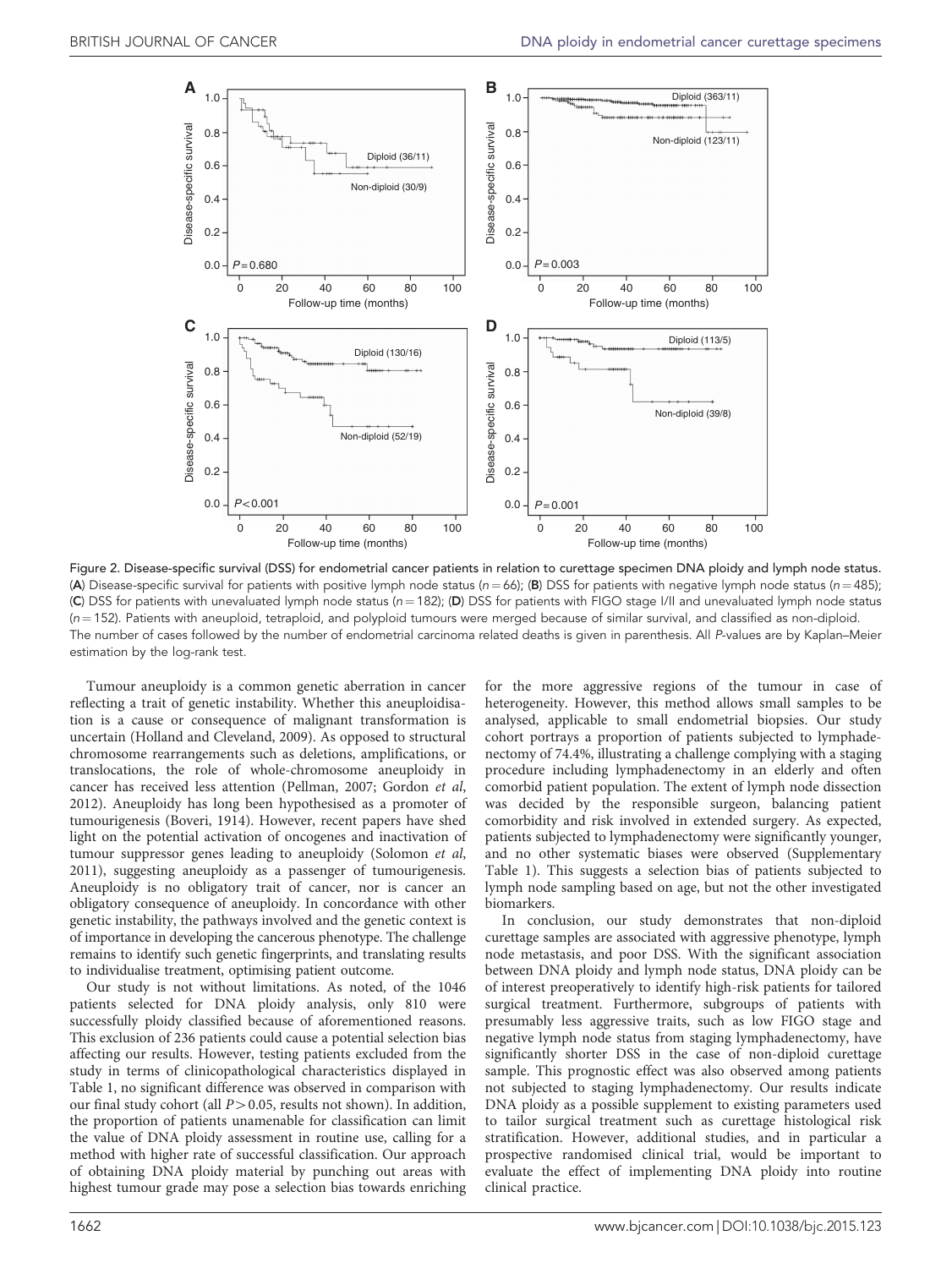Figure 2. Disease-specific survival (DSS) for endometrial cancer patients in relation to curettage specimen DNA ploidy and lymph node status. (**A**) Disease-specific survival for patients with positive lymph node status ($n = 66$); (**B**) DSS for patients with negative lymph node status ($n = 485$); (**C**) DSS for patients with unevaluated lymph node status ($n = 182$); (**D**) DSS for patients with FIGO stage I/II and unevaluated lymph node status ($n = 152$). Patients with aneuploid, tetraploid, and polyploid tumours were merged because of similar survival, and classified as non-diploid. The number of cases followed by the number of endometrial carcinoma related deaths is given in parenthesis. All *P*-values are by Kaplan–Meier estimation by the log-rank test.

Tumour aneuploidy is a common genetic aberration in cancer reflecting a trait of genetic instability. Whether this aneuploidisation is a cause or consequence of malignant transformation is uncertain (Holland and Cleveland, 2009). As opposed to structural chromosome rearrangements such as deletions, amplifications, or translocations, the role of whole-chromosome aneuploidy in cancer has received less attention (Pellman, 2007; Gordon *et al*, 2012). Aneuploidy has long been hypothesised as a promoter of tumourigenesis (Boveri, 1914). However, recent papers have shed light on the potential activation of oncogenes and inactivation of tumour suppressor genes leading to aneuploidy (Solomon *et al*, 2011), suggesting aneuploidy as a passenger of tumourigenesis. Aneuploidy is no obligatory trait of cancer, nor is cancer an obligatory consequence of aneuploidy. In concordance with other genetic instability, the pathways involved and the genetic context is of importance in developing the cancerous phenotype. The challenge remains to identify such genetic fingerprints, and translating results to individualise treatment, optimising patient outcome.

Our study is not without limitations. As noted, of the 1046 patients selected for DNA ploidy analysis, only 810 were successfully ploidy classified because of aforementioned reasons. This exclusion of 236 patients could cause a potential selection bias affecting our results. However, testing patients excluded from the study in terms of clinicopathological characteristics displayed in Table 1, no significant difference was observed in comparison with our final study cohort (all $P > 0.05$, results not shown). In addition, the proportion of patients unamenable for classification can limit the value of DNA ploidy assessment in routine use, calling for a method with higher rate of successful classification. Our approach of obtaining DNA ploidy material by punching out areas with highest tumour grade may pose a selection bias towards enriching for the more aggressive regions of the tumour in case of heterogeneity. However, this method allows small samples to be analysed, applicable to small endometrial biopsies. Our study cohort portrays a proportion of patients subjected to lymphadenectomy of 74.4%, illustrating a challenge complying with a staging procedure including lymphadenectomy in an elderly and often comorbid patient population. The extent of lymph node dissection was decided by the responsible surgeon, balancing patient comorbidity and risk involved in extended surgery. As expected, patients subjected to lymphadenectomy were significantly younger, and no other systematic biases were observed (Supplementary Table 1). This suggests a selection bias of patients subjected to lymph node sampling based on age, but not the other investigated biomarkers.

In conclusion, our study demonstrates that non-diploid curettage samples are associated with aggressive phenotype, lymph node metastasis, and poor DSS. With the significant association between DNA ploidy and lymph node status, DNA ploidy can be of interest preoperatively to identify high-risk patients for tailored surgical treatment. Furthermore, subgroups of patients with presumably less aggressive traits, such as low FIGO stage and negative lymph node status from staging lymphadenectomy, have significantly shorter DSS in the case of non-diploid curettage sample. This prognostic effect was also observed among patients not subjected to staging lymphadenectomy. Our results indicate DNA ploidy as a possible supplement to existing parameters used to tailor surgical treatment such as curettage histological risk stratification. However, additional studies, and in particular a prospective randomised clinical trial, would be important to evaluate the effect of implementing DNA ploidy into routine clinical practice.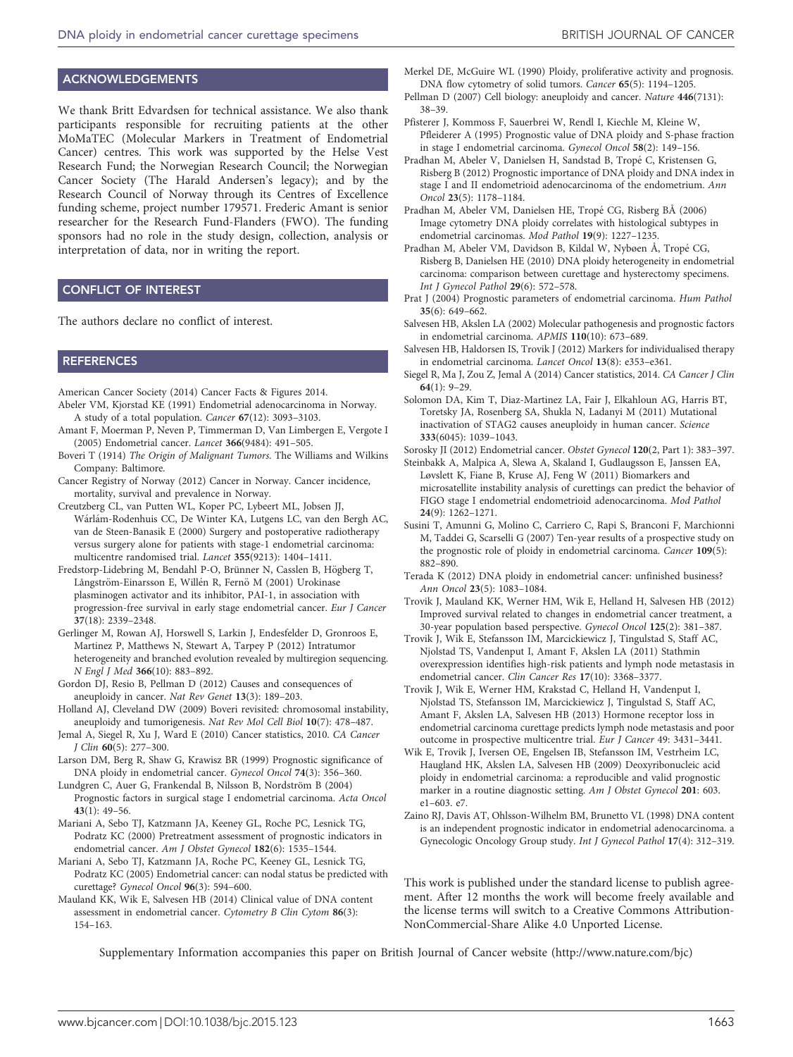## ACKNOWLEDGEMENTS

We thank Britt Edvardsen for technical assistance. We also thank participants responsible for recruiting patients at the other MoMaTEC (Molecular Markers in Treatment of Endometrial Cancer) centres. This work was supported by the Helse Vest Research Fund; the Norwegian Research Council; the Norwegian Cancer Society (The Harald Andersen's legacy); and by the Research Council of Norway through its Centres of Excellence funding scheme, project number 179571. Frederic Amant is senior researcher for the Research Fund-Flanders (FWO). The funding sponsors had no role in the study design, collection, analysis or interpretation of data, nor in writing the report.

## CONFLICT OF INTEREST

The authors declare no conflict of interest.

## REFERENCES

American Cancer Society (2014) Cancer Facts & Figures 2014.

Abeler VM, Kjorstad KE (1991) Endometrial adenocarcinoma in Norway. A study of a total population. *Cancer* **67**(12): 3093–3103.

Amant F, Moerman P, Neven P, Timmerman D, Van Limbergen E, Vergote I (2005) Endometrial cancer. *Lancet* **366**(9484): 491–505.

Boveri T (1914) *The Origin of Malignant Tumors*. The Williams and Wilkins Company: Baltimore.

Cancer Registry of Norway (2012) Cancer in Norway. Cancer incidence, mortality, survival and prevalence in Norway.

Creutzberg CL, van Putten WL, Koper PC, Lybeert ML, Jobsen JJ, Wárlám-Rodenhuis CC, De Winter KA, Lutgens LC, van den Bergh AC, van de Steen-Banasik E (2000) Surgery and postoperative radiotherapy versus surgery alone for patients with stage-1 endometrial carcinoma: multicentre randomised trial. *Lancet* **355**(9213): 1404–1411.

Fredstorp-Lidebring M, Bendahl P-O, Brünner N, Casslen B, Högberg T, Långström-Einarsson E, Willén R, Fernö M (2001) Urokinase plasminogen activator and its inhibitor, PAI-1, in association with progression-free survival in early stage endometrial cancer. *Eur J Cancer* **37**(18): 2339–2348.

Gerlinger M, Rowan AJ, Horswell S, Larkin J, Endesfelder D, Gronroos E, Martinez P, Matthews N, Stewart A, Tarpey P (2012) Intratumor heterogeneity and branched evolution revealed by multiregion sequencing. *N Engl J Med* **366**(10): 883–892.

Gordon DJ, Resio B, Pellman D (2012) Causes and consequences of aneuploidy in cancer. *Nat Rev Genet* **13**(3): 189–203.

Holland AJ, Cleveland DW (2009) Boveri revisited: chromosomal instability, aneuploidy and tumorigenesis. *Nat Rev Mol Cell Biol* **10**(7): 478–487.

Jemal A, Siegel R, Xu J, Ward E (2010) Cancer statistics, 2010. *CA Cancer J Clin* **60**(5): 277–300.

Larson DM, Berg R, Shaw G, Krawisz BR (1999) Prognostic significance of DNA ploidy in endometrial cancer. *Gynecol Oncol* **74**(3): 356–360.

Lundgren C, Auer G, Frankendal B, Nilsson B, Nordström B (2004) Prognostic factors in surgical stage I endometrial carcinoma. *Acta Oncol* **43**(1): 49–56.

Mariani A, Sebo TJ, Katzmann JA, Keeney GL, Roche PC, Lesnick TG, Podratz KC (2000) Pretreatment assessment of prognostic indicators in endometrial cancer. *Am J Obstet Gynecol* **182**(6): 1535–1544.

Mariani A, Sebo TJ, Katzmann JA, Roche PC, Keeney GL, Lesnick TG, Podratz KC (2005) Endometrial cancer: can nodal status be predicted with curettage? *Gynecol Oncol* **96**(3): 594–600.

Mauland KK, Wik E, Salvesen HB (2014) Clinical value of DNA content assessment in endometrial cancer. *Cytometry B Clin Cytom* **86**(3): 154–163.

Merkel DE, McGuire WL (1990) Ploidy, proliferative activity and prognosis. DNA flow cytometry of solid tumors. *Cancer* **65**(5): 1194–1205.

Pellman D (2007) Cell biology: aneuploidy and cancer. *Nature* **446**(7131): 38–39.

Pfisterer J, Kommoss F, Sauerbrei W, Rendl I, Kiechle M, Kleine W, Pfleiderer A (1995) Prognostic value of DNA ploidy and S-phase fraction in stage I endometrial carcinoma. *Gynecol Oncol* **58**(2): 149–156.

Pradhan M, Abeler V, Danielsen H, Sandstad B, Tropé C, Kristensen G, Risberg B (2012) Prognostic importance of DNA ploidy and DNA index in stage I and II endometrioid adenocarcinoma of the endometrium. *Ann Oncol* **23**(5): 1178–1184.

Pradhan M, Abeler VM, Danielsen HE, Tropé CG, Risberg BÅ (2006) Image cytometry DNA ploidy correlates with histological subtypes in endometrial carcinomas. *Mod Pathol* **19**(9): 1227–1235.

Pradhan M, Abeler VM, Davidson B, Kildal W, Nybøen Å, Tropé CG, Risberg B, Danielsen HE (2010) DNA ploidy heterogeneity in endometrial carcinoma: comparison between curettage and hysterectomy specimens. *Int J Gynecol Pathol* **29**(6): 572–578.

Prat J (2004) Prognostic parameters of endometrial carcinoma. *Hum Pathol* **35**(6): 649–662.

Salvesen HB, Akslen LA (2002) Molecular pathogenesis and prognostic factors in endometrial carcinoma. *APMIS* **110**(10): 673–689.

Salvesen HB, Haldorsen IS, Trovik J (2012) Markers for individualised therapy in endometrial carcinoma. *Lancet Oncol* **13**(8): e353–e361.

Siegel R, Ma J, Zou Z, Jemal A (2014) Cancer statistics, 2014. *CA Cancer J Clin* **64**(1): 9–29.

Solomon DA, Kim T, Diaz-Martinez LA, Fair J, Elkahloun AG, Harris BT, Toretsky JA, Rosenberg SA, Shukla N, Ladanyi M (2011) Mutational inactivation of STAG2 causes aneuploidy in human cancer. *Science* **333**(6045): 1039–1043.

Sorosky JI (2012) Endometrial cancer. *Obstet Gynecol* **120**(2, Part 1): 383–397.

Steinbakk A, Malpica A, Slewa A, Skaland I, Gudlaugsson E, Janssen EA, Løvslett K, Fiane B, Kruse AJ, Feng W (2011) Biomarkers and microsatellite instability analysis of curettings can predict the behavior of FIGO stage I endometrial endometrioid adenocarcinoma. *Mod Pathol* **24**(9): 1262–1271.

Susini T, Amunni G, Molino C, Carriero C, Rapi S, Branconi F, Marchionni M, Taddei G, Scarselli G (2007) Ten-year results of a prospective study on the prognostic role of ploidy in endometrial carcinoma. *Cancer* **109**(5): 882–890.

Terada K (2012) DNA ploidy in endometrial cancer: unfinished business? *Ann Oncol* **23**(5): 1083–1084.

Trovik J, Mauland KK, Werner HM, Wik E, Helland H, Salvesen HB (2012) Improved survival related to changes in endometrial cancer treatment, a 30-year population based perspective. *Gynecol Oncol* **125**(2): 381–387.

Trovik J, Wik E, Stefansson IM, Marcickiewicz J, Tingulstad S, Staff AC, Njolstad TS, Vandenput I, Amant F, Akslen LA (2011) Stathmin overexpression identifies high-risk patients and lymph node metastasis in endometrial cancer. *Clin Cancer Res* **17**(10): 3368–3377.

Trovik J, Wik E, Werner HM, Krakstad C, Helland H, Vandenput I, Njolstad TS, Stefansson IM, Marcickiewicz J, Tingulstad S, Staff AC, Amant F, Akslen LA, Salvesen HB (2013) Hormone receptor loss in endometrial carcinoma curettage predicts lymph node metastasis and poor outcome in prospective multicentre trial. *Eur J Cancer* 49: 3431–3441.

Wik E, Trovik J, Iversen OE, Engelsen IB, Stefansson IM, Vestrheim LC, Haugland HK, Akslen LA, Salvesen HB (2009) Deoxyribonucleic acid ploidy in endometrial carcinoma: a reproducible and valid prognostic marker in a routine diagnostic setting. *Am J Obstet Gynecol* **201**: 603. e1–603. e7.

Zaino RJ, Davis AT, Ohlsson-Wilhelm BM, Brunetto VL (1998) DNA content is an independent prognostic indicator in endometrial adenocarcinoma. a Gynecologic Oncology Group study. *Int J Gynecol Pathol* **17**(4): 312–319.

This work is published under the standard license to publish agreement. After 12 months the work will become freely available and the license terms will switch to a Creative Commons Attribution-NonCommercial-Share Alike 4.0 Unported License.

Supplementary Information accompanies this paper on British Journal of Cancer website (http://www.nature.com/bjc)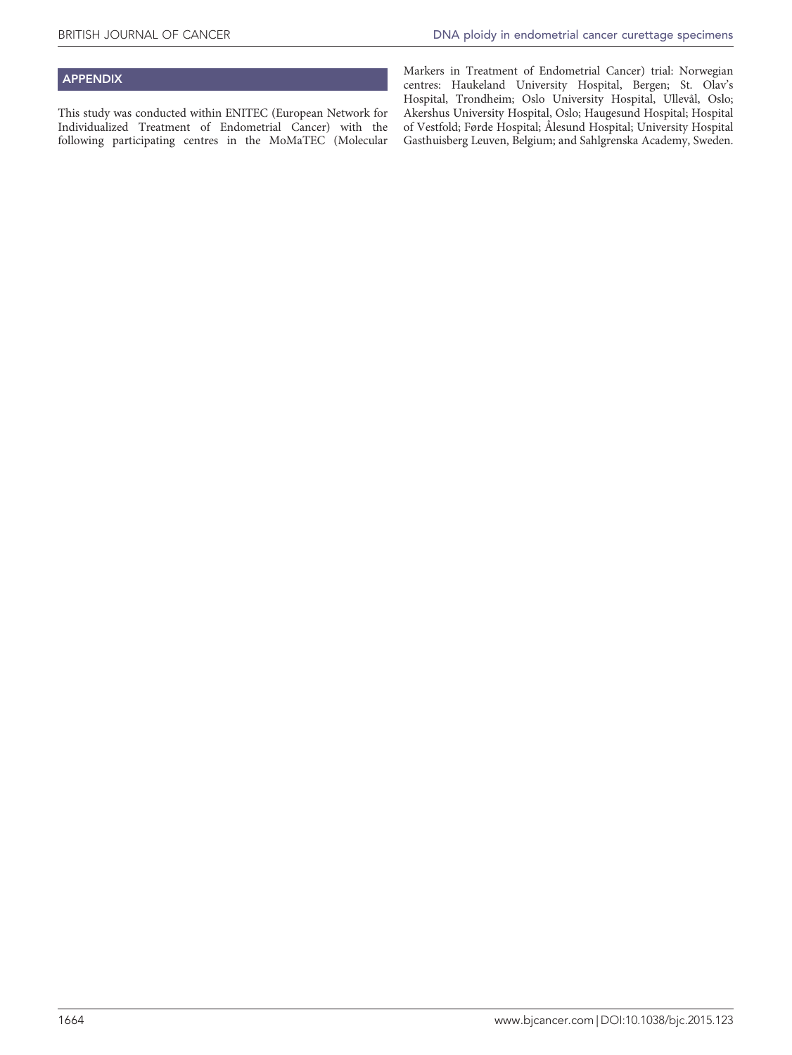## APPENDIX

This study was conducted within ENITEC (European Network for Individualized Treatment of Endometrial Cancer) with the following participating centres in the MoMaTEC (Molecular Markers in Treatment of Endometrial Cancer) trial: Norwegian centres: Haukeland University Hospital, Bergen; St. Olav's Hospital, Trondheim; Oslo University Hospital, Ullevål, Oslo; Akershus University Hospital, Oslo; Haugesund Hospital; Hospital of Vestfold; Førde Hospital; Ålesund Hospital; University Hospital Gasthuisberg Leuven, Belgium; and Sahlgrenska Academy, Sweden.